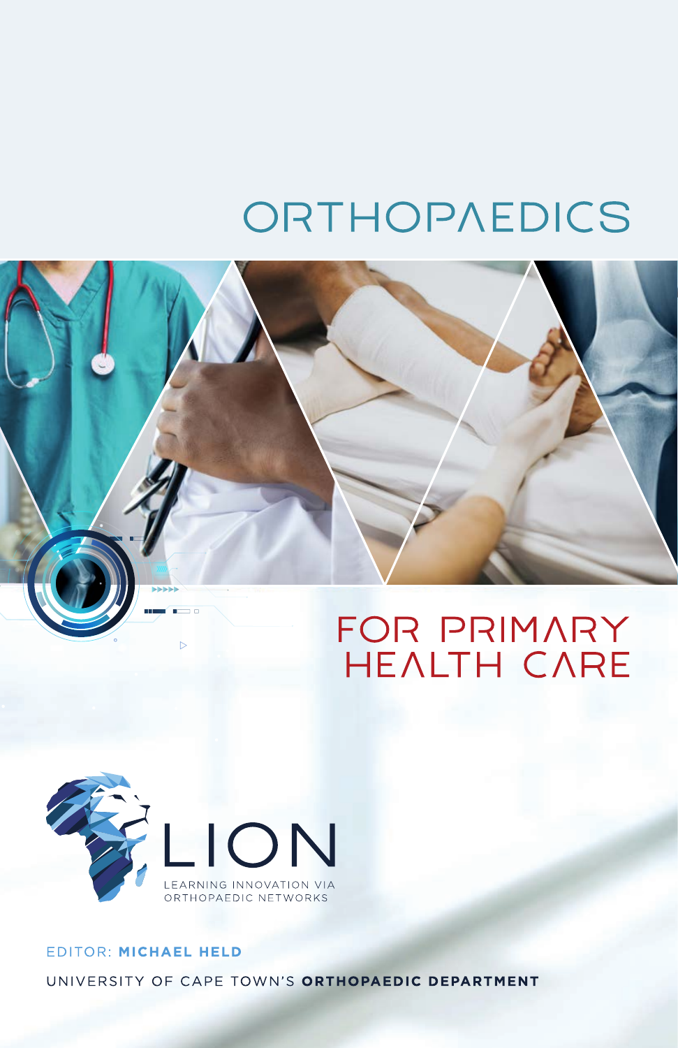# ORTHOPAEDICS

## FOR PRIMARY HEALTH CARE

LION

LEARNING INNOVATION VIA ORTHOPAEDIC NETWORKS

EDITOR: **MICHAEL HELD**

UNIVERSITY OF CAPE TOWN'S **ORTHOPAEDIC DEPARTMENT**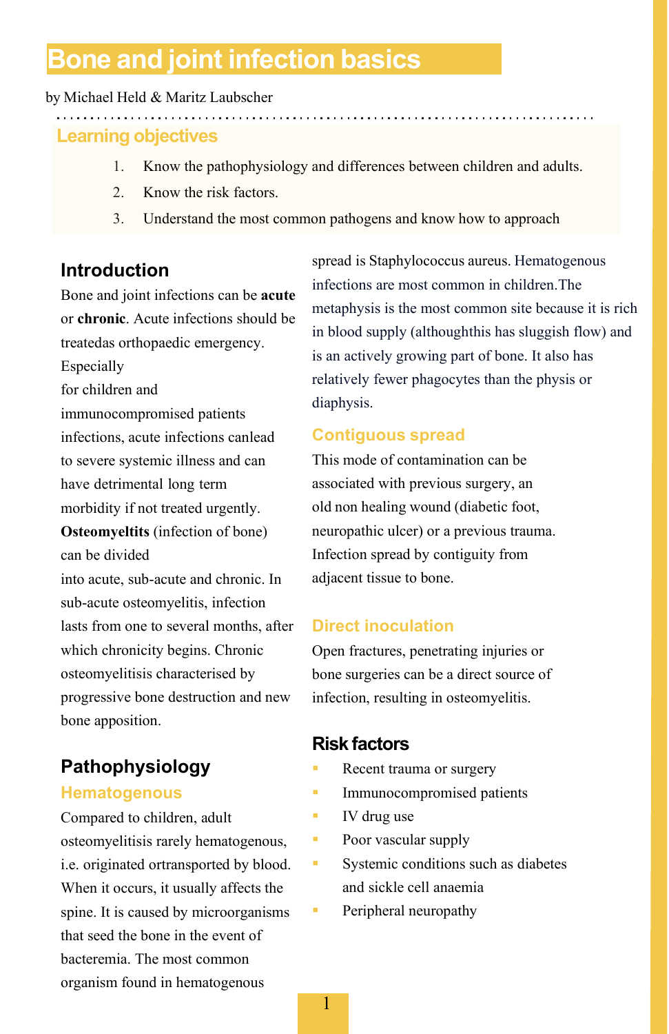# Bone and joint infection basics

by Michael Held & Maritz Laubscher

## Learning objectives

1. Know the pathophysiology and differences between children and adults.
2. Know the risk factors.
3. Understand the most common pathogens and know how to approach

## Introduction

Bone and joint infections can be **acute** or **chronic**. Acute infections should be treatedas orthopaedic emergency. Especially for children and immunocompromised patients infections, acute infections canlead to severe systemic illness and can have detrimental long term morbidity if not treated urgently. **Osteomyeltits** (infection of bone) can be divided into acute, sub-acute and chronic. In sub-acute osteomyelitis, infection lasts from one to several months, after which chronicity begins. Chronic osteomyelitisis characterised by progressive bone destruction and new bone apposition.

## Pathophysiology

### Hematogenous

Compared to children, adult osteomyelitisis rarely hematogenous, i.e. originated ortransported by blood. When it occurs, it usually affects the spine. It is caused by microorganisms that seed the bone in the event of bacteremia. The most common organism found in hematogenous spread is Staphylococcus aureus. Hematogenous infections are most common in children.The metaphysis is the most common site because it is rich in blood supply (althoughthis has sluggish flow) and is an actively growing part of bone. It also has relatively fewer phagocytes than the physis or diaphysis.

### Contiguous spread

This mode of contamination can be associated with previous surgery, an old non healing wound (diabetic foot, neuropathic ulcer) or a previous trauma. Infection spread by contiguity from adjacent tissue to bone.

### Direct inoculation

Open fractures, penetrating injuries or bone surgeries can be a direct source of infection, resulting in osteomyelitis.

## Risk factors

- Recent trauma or surgery
- Immunocompromised patients
- IV drug use
- Poor vascular supply
- Systemic conditions such as diabetes and sickle cell anaemia
- Peripheral neuropathy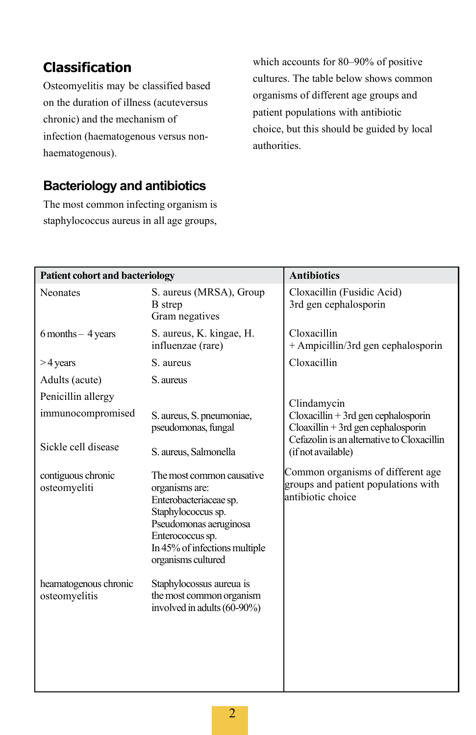## Classification

Osteomyelitis may be classified based on the duration of illness (acuteversus chronic) and the mechanism of infection (haematogenous versus non-haematogenous).

## Bacteriology and antibiotics

The most common infecting organism is staphylococcus aureus in all age groups, which accounts for 80–90% of positive cultures. The table below shows common organisms of different age groups and patient populations with antibiotic choice, but this should be guided by local authorities.

| **Patient cohort and bacteriology** | | **Antibiotics** |
|---|---|---|
| Neonates | S. aureus (MRSA), Group B strep<br>Gram negatives | Cloxacillin (Fusidic Acid)<br>3rd gen cephalosporin |
| 6 months – 4 years | S. aureus, K. kingae, H. influenzae (rare) | Cloxacillin<br>+ Ampicillin/3rd gen cephalosporin |
| > 4 years | S. aureus | Cloxacillin |
| Adults (acute) | S. aureus | |
| Penicillin allergy | | Clindamycin |
| immunocompromised | S. aureus, S. pneumoniae, pseudomonas, fungal | Cloxacillin + 3rd gen cephalosporin |
| Sickle cell disease | S. aureus, Salmonella | Cloaxillin + 3rd gen cephalosporin<br>Cefazolin is an alternative to Cloxacillin (if not available) |
| contiguous chronic osteomyeliti | The most common causative organisms are:<br>Enterobacteriaceae sp.<br>Staphylococcus sp.<br>Pseudomonas aeruginosa<br>Enterococcus sp.<br>In 45% of infections multiple organisms cultured | Common organisms of different age groups and patient populations with antibiotic choice |
| heamatogenous chronic osteomyelitis | Staphylocossus aureua is the most common organism involved in adults (60-90%) | |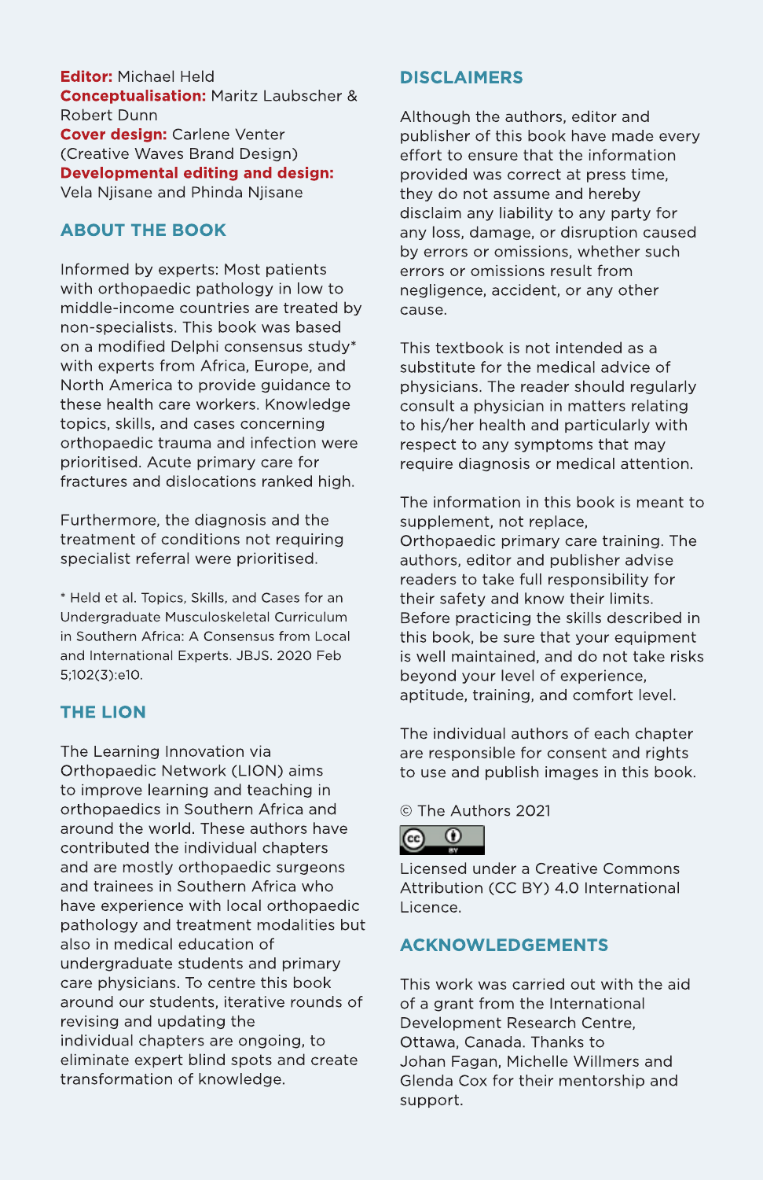**Editor:** Michael Held
**Conceptualisation:** Maritz Laubscher & Robert Dunn
**Cover design:** Carlene Venter (Creative Waves Brand Design)
**Developmental editing and design:** Vela Njisane and Phinda Njisane

## ABOUT THE BOOK

Informed by experts: Most patients with orthopaedic pathology in low to middle-income countries are treated by non-specialists. This book was based on a modified Delphi consensus study* with experts from Africa, Europe, and North America to provide guidance to these health care workers. Knowledge topics, skills, and cases concerning orthopaedic trauma and infection were prioritised. Acute primary care for fractures and dislocations ranked high.

Furthermore, the diagnosis and the treatment of conditions not requiring specialist referral were prioritised.

* Held et al. Topics, Skills, and Cases for an Undergraduate Musculoskeletal Curriculum in Southern Africa: A Consensus from Local and International Experts. JBJS. 2020 Feb 5;102(3):e10.

## THE LION

The Learning Innovation via Orthopaedic Network (LION) aims to improve learning and teaching in orthopaedics in Southern Africa and around the world. These authors have contributed the individual chapters and are mostly orthopaedic surgeons and trainees in Southern Africa who have experience with local orthopaedic pathology and treatment modalities but also in medical education of undergraduate students and primary care physicians. To centre this book around our students, iterative rounds of revising and updating the individual chapters are ongoing, to eliminate expert blind spots and create transformation of knowledge.

## DISCLAIMERS

Although the authors, editor and publisher of this book have made every effort to ensure that the information provided was correct at press time, they do not assume and hereby disclaim any liability to any party for any loss, damage, or disruption caused by errors or omissions, whether such errors or omissions result from negligence, accident, or any other cause.

This textbook is not intended as a substitute for the medical advice of physicians. The reader should regularly consult a physician in matters relating to his/her health and particularly with respect to any symptoms that may require diagnosis or medical attention.

The information in this book is meant to supplement, not replace, Orthopaedic primary care training. The authors, editor and publisher advise readers to take full responsibility for their safety and know their limits. Before practicing the skills described in this book, be sure that your equipment is well maintained, and do not take risks beyond your level of experience, aptitude, training, and comfort level.

The individual authors of each chapter are responsible for consent and rights to use and publish images in this book.

© The Authors 2021

Licensed under a Creative Commons Attribution (CC BY) 4.0 International Licence.

## ACKNOWLEDGEMENTS

This work was carried out with the aid of a grant from the International Development Research Centre, Ottawa, Canada. Thanks to Johan Fagan, Michelle Willmers and Glenda Cox for their mentorship and support.